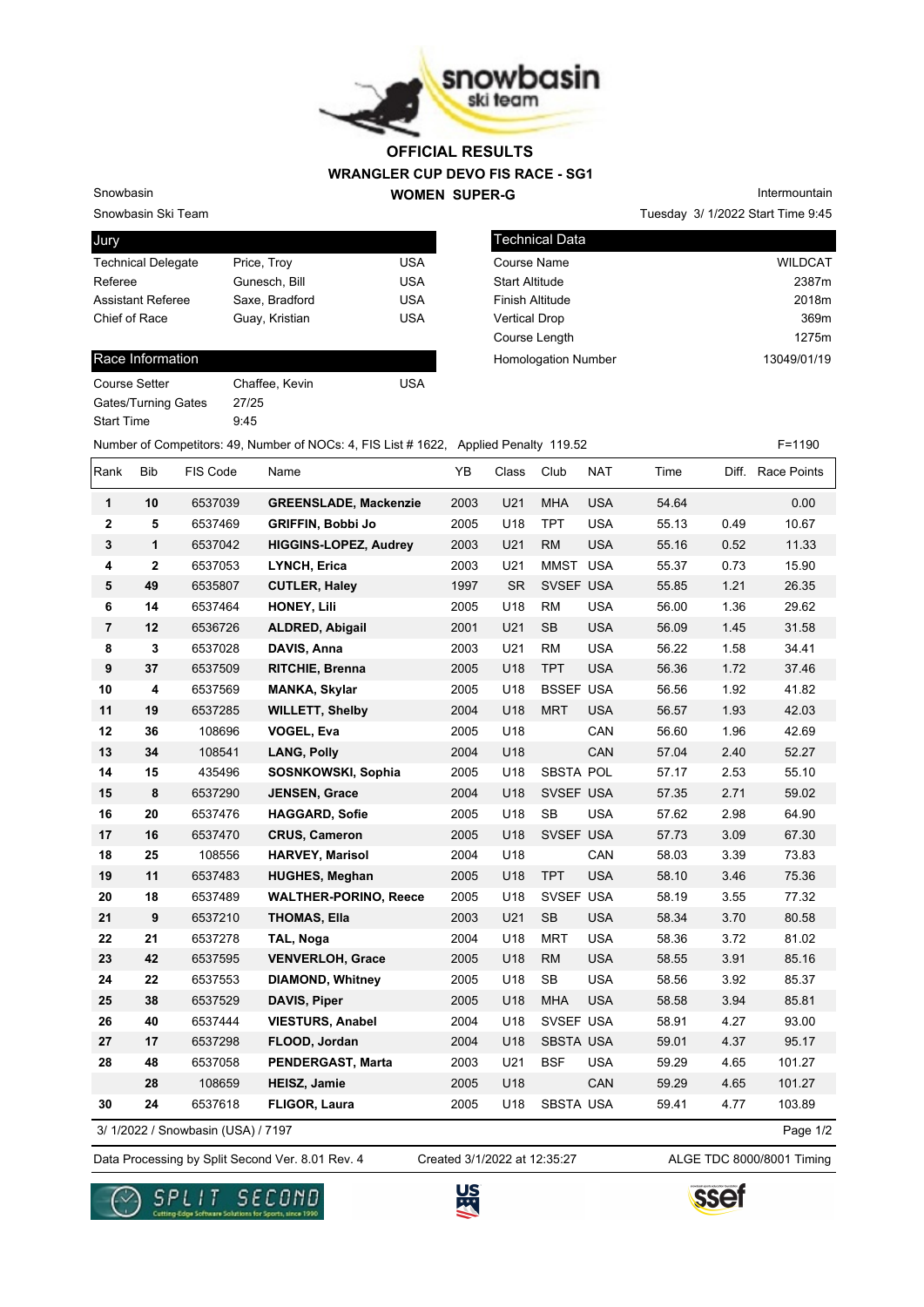# OFFICIAL RESULTS
## WRANGLER CUP DEVO FIS RACE - SG1
## WOMEN SUPER-G

Snowbasin
Snowbasin Ski Team

Intermountain
Tuesday 3/ 1/2022 Start Time 9:45

| Jury | | |
|---|---|---|
| Technical Delegate | Price, Troy | USA |
| Referee | Gunesch, Bill | USA |
| Assistant Referee | Saxe, Bradford | USA |
| Chief of Race | Guay, Kristian | USA |

| Technical Data | |
|---|---|
| Course Name | WILDCAT |
| Start Altitude | 2387m |
| Finish Altitude | 2018m |
| Vertical Drop | 369m |
| Course Length | 1275m |
| Homologation Number | 13049/01/19 |

| Race Information | | |
|---|---|---|
| Course Setter | Chaffee, Kevin | USA |
| Gates/Turning Gates | 27/25 | |
| Start Time | 9:45 | |

Number of Competitors: 49, Number of NOCs: 4, FIS List # 1622, Applied Penalty 119.52 F=1190

| Rank | Bib | FIS Code | Name | YB | Class | Club | NAT | Time | Diff. | Race Points |
|---|---|---|---|---|---|---|---|---|---|---|
| 1 | 10 | 6537039 | **GREENSLADE, Mackenzie** | 2003 | U21 | MHA | USA | 54.64 | | 0.00 |
| 2 | 5 | 6537469 | **GRIFFIN, Bobbi Jo** | 2005 | U18 | TPT | USA | 55.13 | 0.49 | 10.67 |
| 3 | 1 | 6537042 | **HIGGINS-LOPEZ, Audrey** | 2003 | U21 | RM | USA | 55.16 | 0.52 | 11.33 |
| 4 | 2 | 6537053 | **LYNCH, Erica** | 2003 | U21 | MMST | USA | 55.37 | 0.73 | 15.90 |
| 5 | 49 | 6535807 | **CUTLER, Haley** | 1997 | SR | SVSEF | USA | 55.85 | 1.21 | 26.35 |
| 6 | 14 | 6537464 | **HONEY, Lili** | 2005 | U18 | RM | USA | 56.00 | 1.36 | 29.62 |
| 7 | 12 | 6536726 | **ALDRED, Abigail** | 2001 | U21 | SB | USA | 56.09 | 1.45 | 31.58 |
| 8 | 3 | 6537028 | **DAVIS, Anna** | 2003 | U21 | RM | USA | 56.22 | 1.58 | 34.41 |
| 9 | 37 | 6537509 | **RITCHIE, Brenna** | 2005 | U18 | TPT | USA | 56.36 | 1.72 | 37.46 |
| 10 | 4 | 6537569 | **MANKA, Skylar** | 2005 | U18 | BSSEF | USA | 56.56 | 1.92 | 41.82 |
| 11 | 19 | 6537285 | **WILLETT, Shelby** | 2004 | U18 | MRT | USA | 56.57 | 1.93 | 42.03 |
| 12 | 36 | 108696 | **VOGEL, Eva** | 2005 | U18 | | CAN | 56.60 | 1.96 | 42.69 |
| 13 | 34 | 108541 | **LANG, Polly** | 2004 | U18 | | CAN | 57.04 | 2.40 | 52.27 |
| 14 | 15 | 435496 | **SOSNKOWSKI, Sophia** | 2005 | U18 | SBSTA | POL | 57.17 | 2.53 | 55.10 |
| 15 | 8 | 6537290 | **JENSEN, Grace** | 2004 | U18 | SVSEF | USA | 57.35 | 2.71 | 59.02 |
| 16 | 20 | 6537476 | **HAGGARD, Sofie** | 2005 | U18 | SB | USA | 57.62 | 2.98 | 64.90 |
| 17 | 16 | 6537470 | **CRUS, Cameron** | 2005 | U18 | SVSEF | USA | 57.73 | 3.09 | 67.30 |
| 18 | 25 | 108556 | **HARVEY, Marisol** | 2004 | U18 | | CAN | 58.03 | 3.39 | 73.83 |
| 19 | 11 | 6537483 | **HUGHES, Meghan** | 2005 | U18 | TPT | USA | 58.10 | 3.46 | 75.36 |
| 20 | 18 | 6537489 | **WALTHER-PORINO, Reece** | 2005 | U18 | SVSEF | USA | 58.19 | 3.55 | 77.32 |
| 21 | 9 | 6537210 | **THOMAS, Ella** | 2003 | U21 | SB | USA | 58.34 | 3.70 | 80.58 |
| 22 | 21 | 6537278 | **TAL, Noga** | 2004 | U18 | MRT | USA | 58.36 | 3.72 | 81.02 |
| 23 | 42 | 6537595 | **VENVERLOH, Grace** | 2005 | U18 | RM | USA | 58.55 | 3.91 | 85.16 |
| 24 | 22 | 6537553 | **DIAMOND, Whitney** | 2005 | U18 | SB | USA | 58.56 | 3.92 | 85.37 |
| 25 | 38 | 6537529 | **DAVIS, Piper** | 2005 | U18 | MHA | USA | 58.58 | 3.94 | 85.81 |
| 26 | 40 | 6537444 | **VIESTURS, Anabel** | 2004 | U18 | SVSEF | USA | 58.91 | 4.27 | 93.00 |
| 27 | 17 | 6537298 | **FLOOD, Jordan** | 2004 | U18 | SBSTA | USA | 59.01 | 4.37 | 95.17 |
| 28 | 48 | 6537058 | **PENDERGAST, Marta** | 2003 | U21 | BSF | USA | 59.29 | 4.65 | 101.27 |
| | 28 | 108659 | **HEISZ, Jamie** | 2005 | U18 | | CAN | 59.29 | 4.65 | 101.27 |
| 30 | 24 | 6537618 | **FLIGOR, Laura** | 2005 | U18 | SBSTA | USA | 59.41 | 4.77 | 103.89 |

3/ 1/2022 / Snowbasin (USA) / 7197

Data Processing by Split Second Ver. 8.01 Rev. 4 Created 3/1/2022 at 12:35:27 ALGE TDC 8000/8001 Timing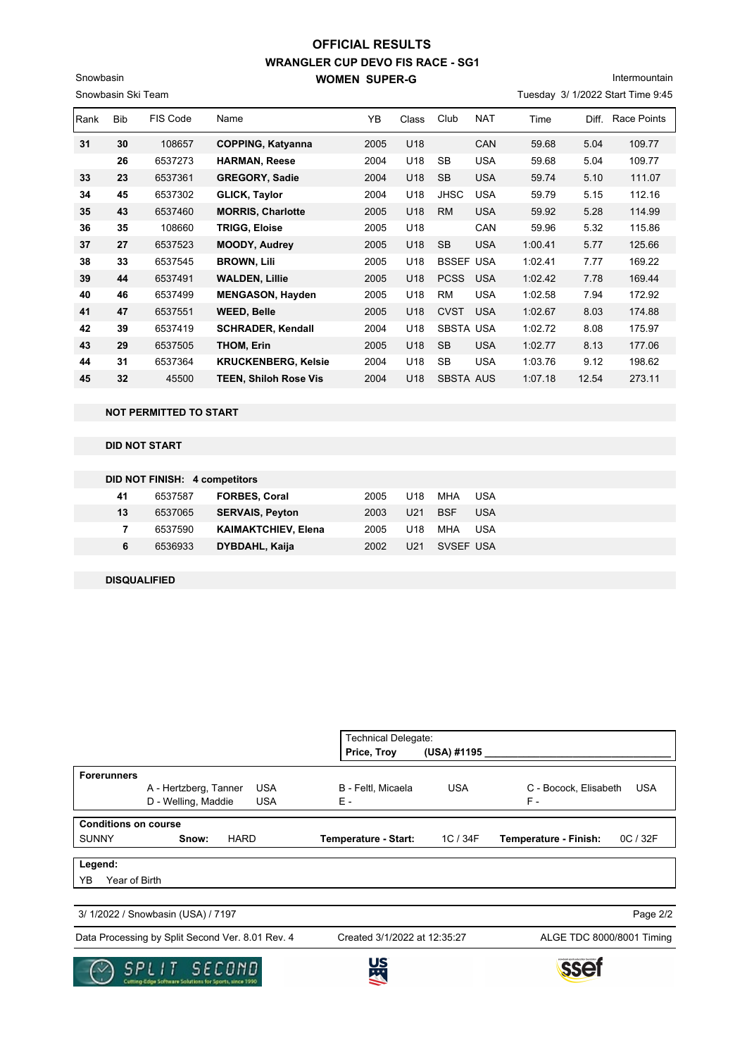# OFFICIAL RESULTS
## WRANGLER CUP DEVO FIS RACE - SG1
### WOMEN SUPER-G

Snowbasin
Snowbasin Ski Team

Intermountain
Tuesday 3/ 1/2022 Start Time 9:45

| Rank | Bib | FIS Code | Name | YB | Class | Club | NAT | Time | Diff. | Race Points |
|---|---|---|---|---|---|---|---|---|---|---|
| 31 | 30 | 108657 | **COPPING, Katyanna** | 2005 | U18 | | CAN | 59.68 | 5.04 | 109.77 |
| | 26 | 6537273 | **HARMAN, Reese** | 2004 | U18 | SB | USA | 59.68 | 5.04 | 109.77 |
| 33 | 23 | 6537361 | **GREGORY, Sadie** | 2004 | U18 | SB | USA | 59.74 | 5.10 | 111.07 |
| 34 | 45 | 6537302 | **GLICK, Taylor** | 2004 | U18 | JHSC | USA | 59.79 | 5.15 | 112.16 |
| 35 | 43 | 6537460 | **MORRIS, Charlotte** | 2005 | U18 | RM | USA | 59.92 | 5.28 | 114.99 |
| 36 | 35 | 108660 | **TRIGG, Eloise** | 2005 | U18 | | CAN | 59.96 | 5.32 | 115.86 |
| 37 | 27 | 6537523 | **MOODY, Audrey** | 2005 | U18 | SB | USA | 1:00.41 | 5.77 | 125.66 |
| 38 | 33 | 6537545 | **BROWN, Lili** | 2005 | U18 | BSSEF | USA | 1:02.41 | 7.77 | 169.22 |
| 39 | 44 | 6537491 | **WALDEN, Lillie** | 2005 | U18 | PCSS | USA | 1:02.42 | 7.78 | 169.44 |
| 40 | 46 | 6537499 | **MENGASON, Hayden** | 2005 | U18 | RM | USA | 1:02.58 | 7.94 | 172.92 |
| 41 | 47 | 6537551 | **WEED, Belle** | 2005 | U18 | CVST | USA | 1:02.67 | 8.03 | 174.88 |
| 42 | 39 | 6537419 | **SCHRADER, Kendall** | 2004 | U18 | SBSTA | USA | 1:02.72 | 8.08 | 175.97 |
| 43 | 29 | 6537505 | **THOM, Erin** | 2005 | U18 | SB | USA | 1:02.77 | 8.13 | 177.06 |
| 44 | 31 | 6537364 | **KRUCKENBERG, Kelsie** | 2004 | U18 | SB | USA | 1:03.76 | 9.12 | 198.62 |
| 45 | 32 | 45500 | **TEEN, Shiloh Rose Vis** | 2004 | U18 | SBSTA | AUS | 1:07.18 | 12.54 | 273.11 |

**NOT PERMITTED TO START**

**DID NOT START**

**DID NOT FINISH: 4 competitors**

| Bib | FIS Code | Name | YB | Class | Club | NAT |
|---|---|---|---|---|---|---|
| 41 | 6537587 | **FORBES, Coral** | 2005 | U18 | MHA | USA |
| 13 | 6537065 | **SERVAIS, Peyton** | 2003 | U21 | BSF | USA |
| 7 | 6537590 | **KAIMAKTCHIEV, Elena** | 2005 | U18 | MHA | USA |
| 6 | 6536933 | **DYBDAHL, Kaija** | 2002 | U21 | SVSEF | USA |

**DISQUALIFIED**

Technical Delegate:
**Price, Troy (USA) #1195**

**Forerunners**
A - Hertzberg, Tanner USA | B - Feltl, Micaela USA | C - Bocock, Elisabeth USA
D - Welling, Maddie USA | E - | F -

**Conditions on course**
SUNNY | **Snow:** HARD | **Temperature - Start:** 1C / 34F | **Temperature - Finish:** 0C / 32F

**Legend:**
YB Year of Birth

3/ 1/2022 / Snowbasin (USA) / 7197

Data Processing by Split Second Ver. 8.01 Rev. 4 | Created 3/1/2022 at 12:35:27 | ALGE TDC 8000/8001 Timing